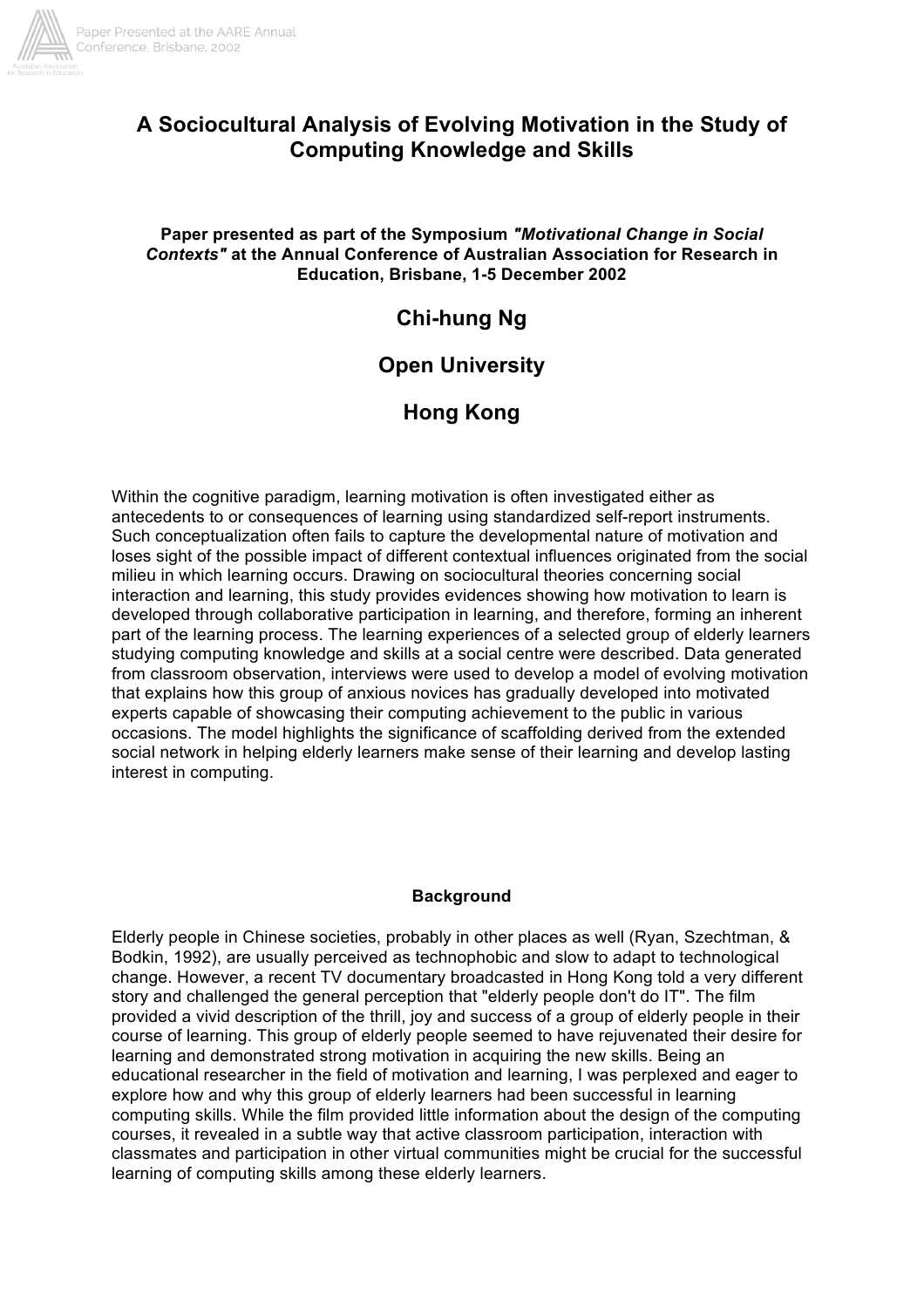# A Sociocultural Analysis of Evolving Motivation in the Study of Computing Knowledge and Skills

**Paper presented as part of the Symposium *"Motivational Change in Social Contexts"* at the Annual Conference of Australian Association for Research in Education, Brisbane, 1-5 December 2002**

## Chi-hung Ng

## Open University

## Hong Kong

Within the cognitive paradigm, learning motivation is often investigated either as antecedents to or consequences of learning using standardized self-report instruments. Such conceptualization often fails to capture the developmental nature of motivation and loses sight of the possible impact of different contextual influences originated from the social milieu in which learning occurs. Drawing on sociocultural theories concerning social interaction and learning, this study provides evidences showing how motivation to learn is developed through collaborative participation in learning, and therefore, forming an inherent part of the learning process. The learning experiences of a selected group of elderly learners studying computing knowledge and skills at a social centre were described. Data generated from classroom observation, interviews were used to develop a model of evolving motivation that explains how this group of anxious novices has gradually developed into motivated experts capable of showcasing their computing achievement to the public in various occasions. The model highlights the significance of scaffolding derived from the extended social network in helping elderly learners make sense of their learning and develop lasting interest in computing.

**Background**

Elderly people in Chinese societies, probably in other places as well (Ryan, Szechtman, & Bodkin, 1992), are usually perceived as technophobic and slow to adapt to technological change. However, a recent TV documentary broadcasted in Hong Kong told a very different story and challenged the general perception that "elderly people don't do IT". The film provided a vivid description of the thrill, joy and success of a group of elderly people in their course of learning. This group of elderly people seemed to have rejuvenated their desire for learning and demonstrated strong motivation in acquiring the new skills. Being an educational researcher in the field of motivation and learning, I was perplexed and eager to explore how and why this group of elderly learners had been successful in learning computing skills. While the film provided little information about the design of the computing courses, it revealed in a subtle way that active classroom participation, interaction with classmates and participation in other virtual communities might be crucial for the successful learning of computing skills among these elderly learners.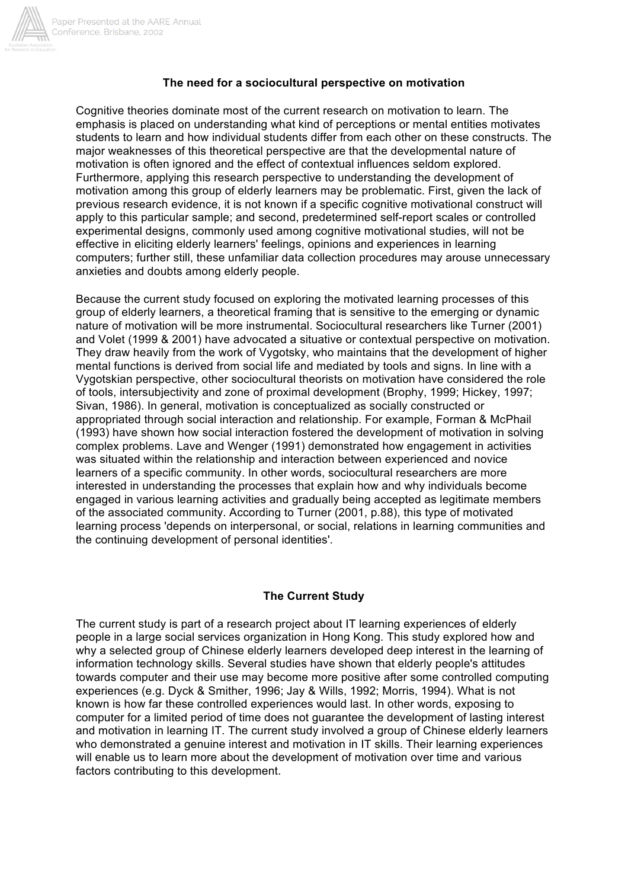## The need for a sociocultural perspective on motivation

Cognitive theories dominate most of the current research on motivation to learn. The emphasis is placed on understanding what kind of perceptions or mental entities motivates students to learn and how individual students differ from each other on these constructs. The major weaknesses of this theoretical perspective are that the developmental nature of motivation is often ignored and the effect of contextual influences seldom explored. Furthermore, applying this research perspective to understanding the development of motivation among this group of elderly learners may be problematic. First, given the lack of previous research evidence, it is not known if a specific cognitive motivational construct will apply to this particular sample; and second, predetermined self-report scales or controlled experimental designs, commonly used among cognitive motivational studies, will not be effective in eliciting elderly learners' feelings, opinions and experiences in learning computers; further still, these unfamiliar data collection procedures may arouse unnecessary anxieties and doubts among elderly people.

Because the current study focused on exploring the motivated learning processes of this group of elderly learners, a theoretical framing that is sensitive to the emerging or dynamic nature of motivation will be more instrumental. Sociocultural researchers like Turner (2001) and Volet (1999 & 2001) have advocated a situative or contextual perspective on motivation. They draw heavily from the work of Vygotsky, who maintains that the development of higher mental functions is derived from social life and mediated by tools and signs. In line with a Vygotskian perspective, other sociocultural theorists on motivation have considered the role of tools, intersubjectivity and zone of proximal development (Brophy, 1999; Hickey, 1997; Sivan, 1986). In general, motivation is conceptualized as socially constructed or appropriated through social interaction and relationship. For example, Forman & McPhail (1993) have shown how social interaction fostered the development of motivation in solving complex problems. Lave and Wenger (1991) demonstrated how engagement in activities was situated within the relationship and interaction between experienced and novice learners of a specific community. In other words, sociocultural researchers are more interested in understanding the processes that explain how and why individuals become engaged in various learning activities and gradually being accepted as legitimate members of the associated community. According to Turner (2001, p.88), this type of motivated learning process 'depends on interpersonal, or social, relations in learning communities and the continuing development of personal identities'.

## The Current Study

The current study is part of a research project about IT learning experiences of elderly people in a large social services organization in Hong Kong. This study explored how and why a selected group of Chinese elderly learners developed deep interest in the learning of information technology skills. Several studies have shown that elderly people's attitudes towards computer and their use may become more positive after some controlled computing experiences (e.g. Dyck & Smither, 1996; Jay & Wills, 1992; Morris, 1994). What is not known is how far these controlled experiences would last. In other words, exposing to computer for a limited period of time does not guarantee the development of lasting interest and motivation in learning IT. The current study involved a group of Chinese elderly learners who demonstrated a genuine interest and motivation in IT skills. Their learning experiences will enable us to learn more about the development of motivation over time and various factors contributing to this development.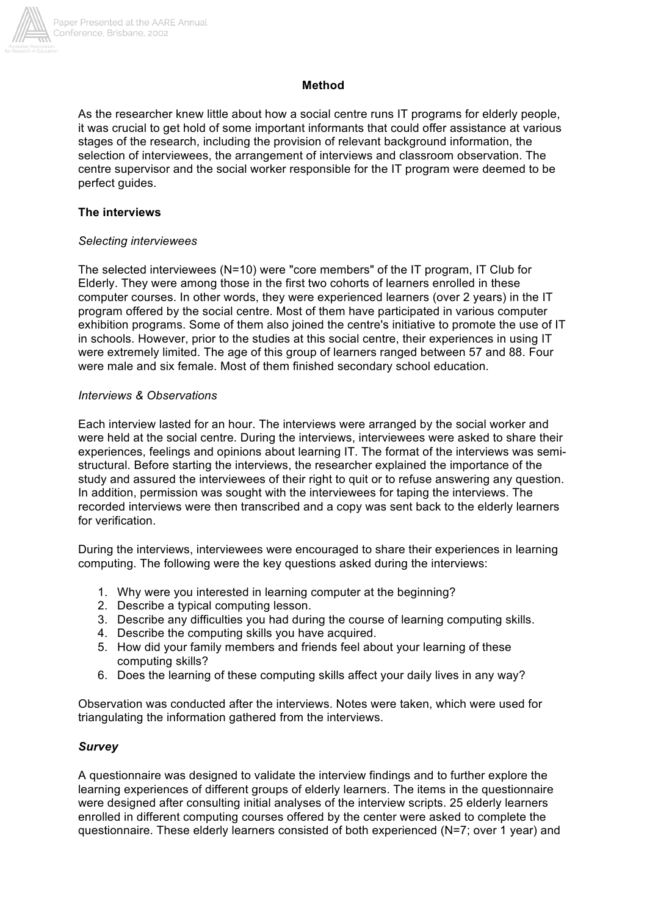## Method

As the researcher knew little about how a social centre runs IT programs for elderly people, it was crucial to get hold of some important informants that could offer assistance at various stages of the research, including the provision of relevant background information, the selection of interviewees, the arrangement of interviews and classroom observation. The centre supervisor and the social worker responsible for the IT program were deemed to be perfect guides.

### The interviews

*Selecting interviewees*

The selected interviewees (N=10) were "core members" of the IT program, IT Club for Elderly. They were among those in the first two cohorts of learners enrolled in these computer courses. In other words, they were experienced learners (over 2 years) in the IT program offered by the social centre. Most of them have participated in various computer exhibition programs. Some of them also joined the centre's initiative to promote the use of IT in schools. However, prior to the studies at this social centre, their experiences in using IT were extremely limited. The age of this group of learners ranged between 57 and 88. Four were male and six female. Most of them finished secondary school education.

*Interviews & Observations*

Each interview lasted for an hour. The interviews were arranged by the social worker and were held at the social centre. During the interviews, interviewees were asked to share their experiences, feelings and opinions about learning IT. The format of the interviews was semi-structural. Before starting the interviews, the researcher explained the importance of the study and assured the interviewees of their right to quit or to refuse answering any question. In addition, permission was sought with the interviewees for taping the interviews. The recorded interviews were then transcribed and a copy was sent back to the elderly learners for verification.

During the interviews, interviewees were encouraged to share their experiences in learning computing. The following were the key questions asked during the interviews:

1. Why were you interested in learning computer at the beginning?
2. Describe a typical computing lesson.
3. Describe any difficulties you had during the course of learning computing skills.
4. Describe the computing skills you have acquired.
5. How did your family members and friends feel about your learning of these computing skills?
6. Does the learning of these computing skills affect your daily lives in any way?

Observation was conducted after the interviews. Notes were taken, which were used for triangulating the information gathered from the interviews.

### *Survey*

A questionnaire was designed to validate the interview findings and to further explore the learning experiences of different groups of elderly learners. The items in the questionnaire were designed after consulting initial analyses of the interview scripts. 25 elderly learners enrolled in different computing courses offered by the center were asked to complete the questionnaire. These elderly learners consisted of both experienced (N=7; over 1 year) and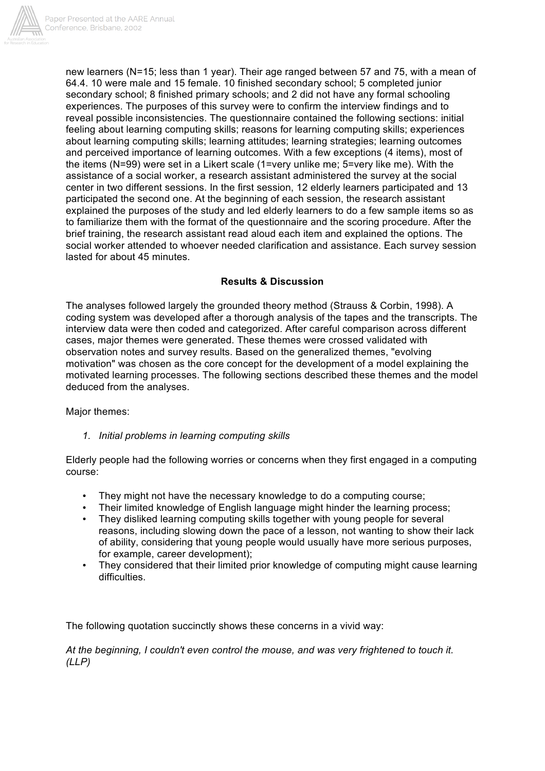new learners (N=15; less than 1 year). Their age ranged between 57 and 75, with a mean of 64.4. 10 were male and 15 female. 10 finished secondary school; 5 completed junior secondary school; 8 finished primary schools; and 2 did not have any formal schooling experiences. The purposes of this survey were to confirm the interview findings and to reveal possible inconsistencies. The questionnaire contained the following sections: initial feeling about learning computing skills; reasons for learning computing skills; experiences about learning computing skills; learning attitudes; learning strategies; learning outcomes and perceived importance of learning outcomes. With a few exceptions (4 items), most of the items (N=99) were set in a Likert scale (1=very unlike me; 5=very like me). With the assistance of a social worker, a research assistant administered the survey at the social center in two different sessions. In the first session, 12 elderly learners participated and 13 participated the second one. At the beginning of each session, the research assistant explained the purposes of the study and led elderly learners to do a few sample items so as to familiarize them with the format of the questionnaire and the scoring procedure. After the brief training, the research assistant read aloud each item and explained the options. The social worker attended to whoever needed clarification and assistance. Each survey session lasted for about 45 minutes.

## Results & Discussion

The analyses followed largely the grounded theory method (Strauss & Corbin, 1998). A coding system was developed after a thorough analysis of the tapes and the transcripts. The interview data were then coded and categorized. After careful comparison across different cases, major themes were generated. These themes were crossed validated with observation notes and survey results. Based on the generalized themes, "evolving motivation" was chosen as the core concept for the development of a model explaining the motivated learning processes. The following sections described these themes and the model deduced from the analyses.

Major themes:

1. *Initial problems in learning computing skills*

Elderly people had the following worries or concerns when they first engaged in a computing course:

- They might not have the necessary knowledge to do a computing course;
- Their limited knowledge of English language might hinder the learning process;
- They disliked learning computing skills together with young people for several reasons, including slowing down the pace of a lesson, not wanting to show their lack of ability, considering that young people would usually have more serious purposes, for example, career development);
- They considered that their limited prior knowledge of computing might cause learning difficulties.

The following quotation succinctly shows these concerns in a vivid way:

*At the beginning, I couldn't even control the mouse, and was very frightened to touch it. (LLP)*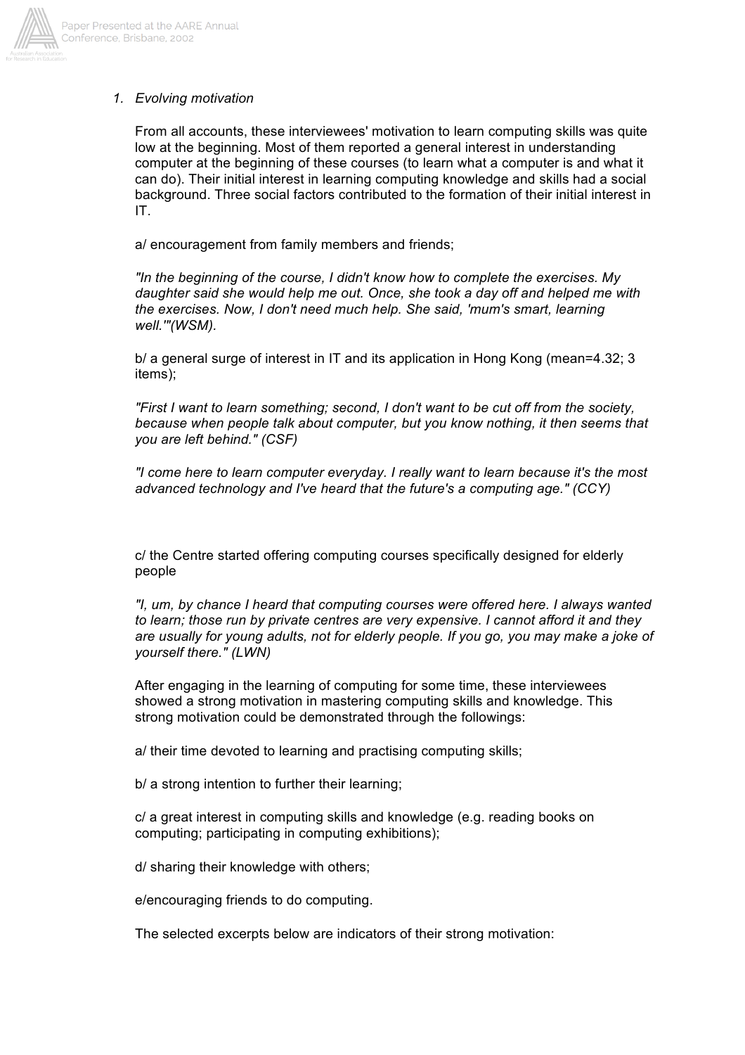1. *Evolving motivation*

From all accounts, these interviewees' motivation to learn computing skills was quite low at the beginning. Most of them reported a general interest in understanding computer at the beginning of these courses (to learn what a computer is and what it can do). Their initial interest in learning computing knowledge and skills had a social background. Three social factors contributed to the formation of their initial interest in IT.

a/ encouragement from family members and friends;

*"In the beginning of the course, I didn't know how to complete the exercises. My daughter said she would help me out. Once, she took a day off and helped me with the exercises. Now, I don't need much help. She said, 'mum's smart, learning well.'"(WSM).*

b/ a general surge of interest in IT and its application in Hong Kong (mean=4.32; 3 items);

*"First I want to learn something; second, I don't want to be cut off from the society, because when people talk about computer, but you know nothing, it then seems that you are left behind." (CSF)*

*"I come here to learn computer everyday. I really want to learn because it's the most advanced technology and I've heard that the future's a computing age." (CCY)*

c/ the Centre started offering computing courses specifically designed for elderly people

*"I, um, by chance I heard that computing courses were offered here. I always wanted to learn; those run by private centres are very expensive. I cannot afford it and they are usually for young adults, not for elderly people. If you go, you may make a joke of yourself there." (LWN)*

After engaging in the learning of computing for some time, these interviewees showed a strong motivation in mastering computing skills and knowledge. This strong motivation could be demonstrated through the followings:

a/ their time devoted to learning and practising computing skills;

b/ a strong intention to further their learning;

c/ a great interest in computing skills and knowledge (e.g. reading books on computing; participating in computing exhibitions);

d/ sharing their knowledge with others;

e/encouraging friends to do computing.

The selected excerpts below are indicators of their strong motivation: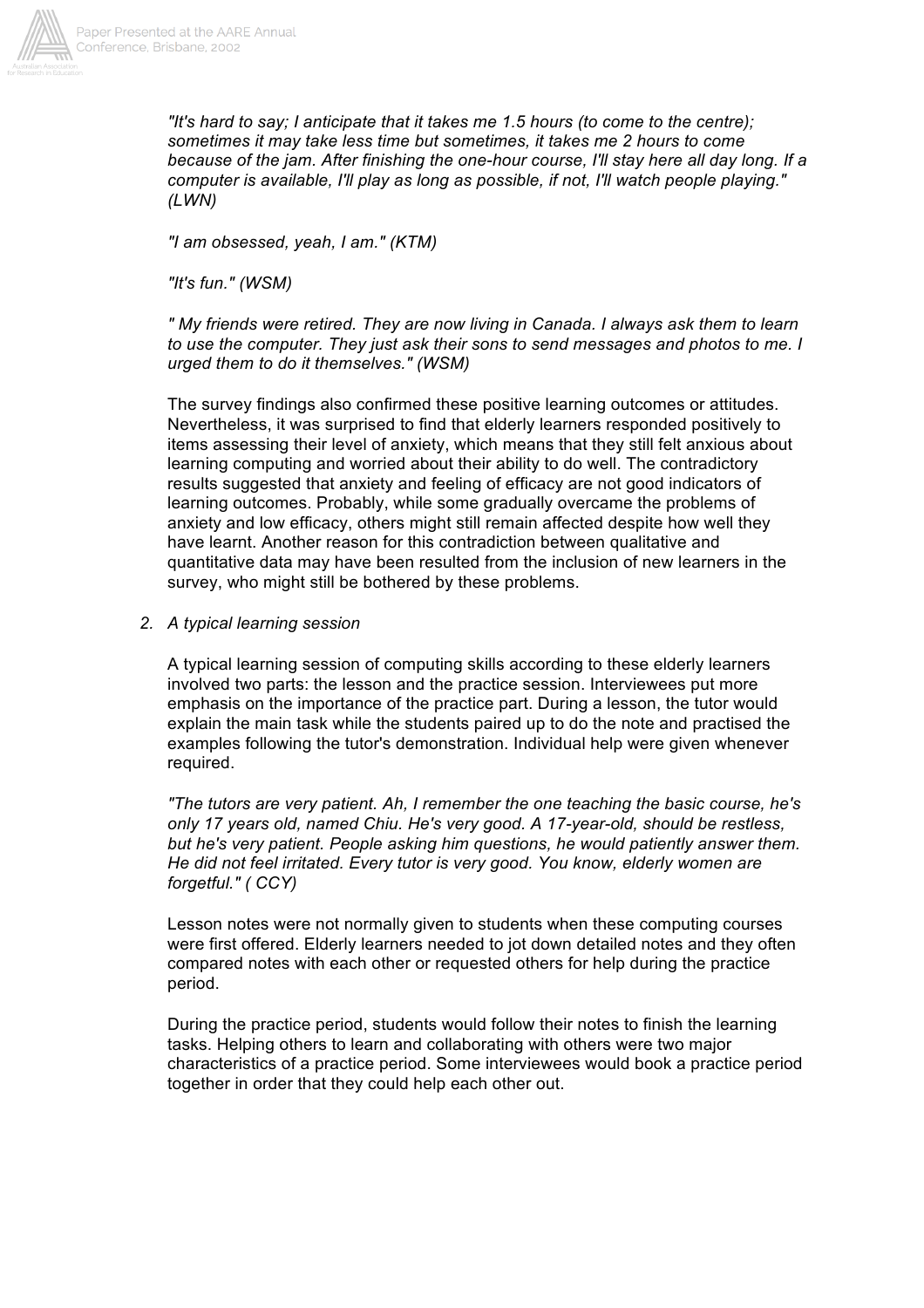*"It's hard to say; I anticipate that it takes me 1.5 hours (to come to the centre); sometimes it may take less time but sometimes, it takes me 2 hours to come because of the jam. After finishing the one-hour course, I'll stay here all day long. If a computer is available, I'll play as long as possible, if not, I'll watch people playing." (LWN)*

*"I am obsessed, yeah, I am." (KTM)*

*"It's fun." (WSM)*

*" My friends were retired. They are now living in Canada. I always ask them to learn to use the computer. They just ask their sons to send messages and photos to me. I urged them to do it themselves." (WSM)*

The survey findings also confirmed these positive learning outcomes or attitudes. Nevertheless, it was surprised to find that elderly learners responded positively to items assessing their level of anxiety, which means that they still felt anxious about learning computing and worried about their ability to do well. The contradictory results suggested that anxiety and feeling of efficacy are not good indicators of learning outcomes. Probably, while some gradually overcame the problems of anxiety and low efficacy, others might still remain affected despite how well they have learnt. Another reason for this contradiction between qualitative and quantitative data may have been resulted from the inclusion of new learners in the survey, who might still be bothered by these problems.

2. *A typical learning session*

A typical learning session of computing skills according to these elderly learners involved two parts: the lesson and the practice session. Interviewees put more emphasis on the importance of the practice part. During a lesson, the tutor would explain the main task while the students paired up to do the note and practised the examples following the tutor's demonstration. Individual help were given whenever required.

*"The tutors are very patient. Ah, I remember the one teaching the basic course, he's only 17 years old, named Chiu. He's very good. A 17-year-old, should be restless, but he's very patient. People asking him questions, he would patiently answer them. He did not feel irritated. Every tutor is very good. You know, elderly women are forgetful." ( CCY)*

Lesson notes were not normally given to students when these computing courses were first offered. Elderly learners needed to jot down detailed notes and they often compared notes with each other or requested others for help during the practice period.

During the practice period, students would follow their notes to finish the learning tasks. Helping others to learn and collaborating with others were two major characteristics of a practice period. Some interviewees would book a practice period together in order that they could help each other out.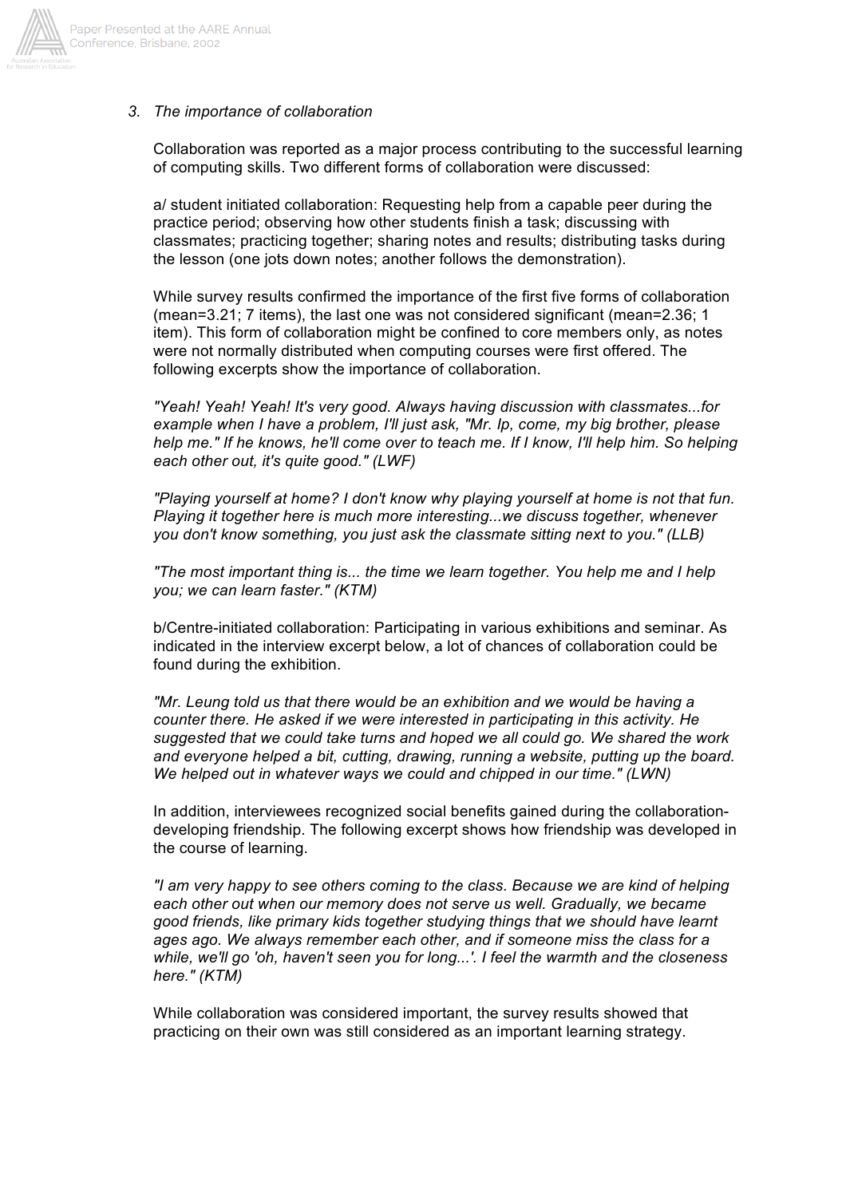*3. The importance of collaboration*

Collaboration was reported as a major process contributing to the successful learning of computing skills. Two different forms of collaboration were discussed:

a/ student initiated collaboration: Requesting help from a capable peer during the practice period; observing how other students finish a task; discussing with classmates; practicing together; sharing notes and results; distributing tasks during the lesson (one jots down notes; another follows the demonstration).

While survey results confirmed the importance of the first five forms of collaboration (mean=3.21; 7 items), the last one was not considered significant (mean=2.36; 1 item). This form of collaboration might be confined to core members only, as notes were not normally distributed when computing courses were first offered. The following excerpts show the importance of collaboration.

*"Yeah! Yeah! Yeah! It's very good. Always having discussion with classmates...for example when I have a problem, I'll just ask, "Mr. Ip, come, my big brother, please help me." If he knows, he'll come over to teach me. If I know, I'll help him. So helping each other out, it's quite good." (LWF)*

*"Playing yourself at home? I don't know why playing yourself at home is not that fun. Playing it together here is much more interesting...we discuss together, whenever you don't know something, you just ask the classmate sitting next to you." (LLB)*

*"The most important thing is... the time we learn together. You help me and I help you; we can learn faster." (KTM)*

b/Centre-initiated collaboration: Participating in various exhibitions and seminar. As indicated in the interview excerpt below, a lot of chances of collaboration could be found during the exhibition.

*"Mr. Leung told us that there would be an exhibition and we would be having a counter there. He asked if we were interested in participating in this activity. He suggested that we could take turns and hoped we all could go. We shared the work and everyone helped a bit, cutting, drawing, running a website, putting up the board. We helped out in whatever ways we could and chipped in our time." (LWN)*

In addition, interviewees recognized social benefits gained during the collaboration-developing friendship. The following excerpt shows how friendship was developed in the course of learning.

*"I am very happy to see others coming to the class. Because we are kind of helping each other out when our memory does not serve us well. Gradually, we became good friends, like primary kids together studying things that we should have learnt ages ago. We always remember each other, and if someone miss the class for a while, we'll go 'oh, haven't seen you for long...'. I feel the warmth and the closeness here." (KTM)*

While collaboration was considered important, the survey results showed that practicing on their own was still considered as an important learning strategy.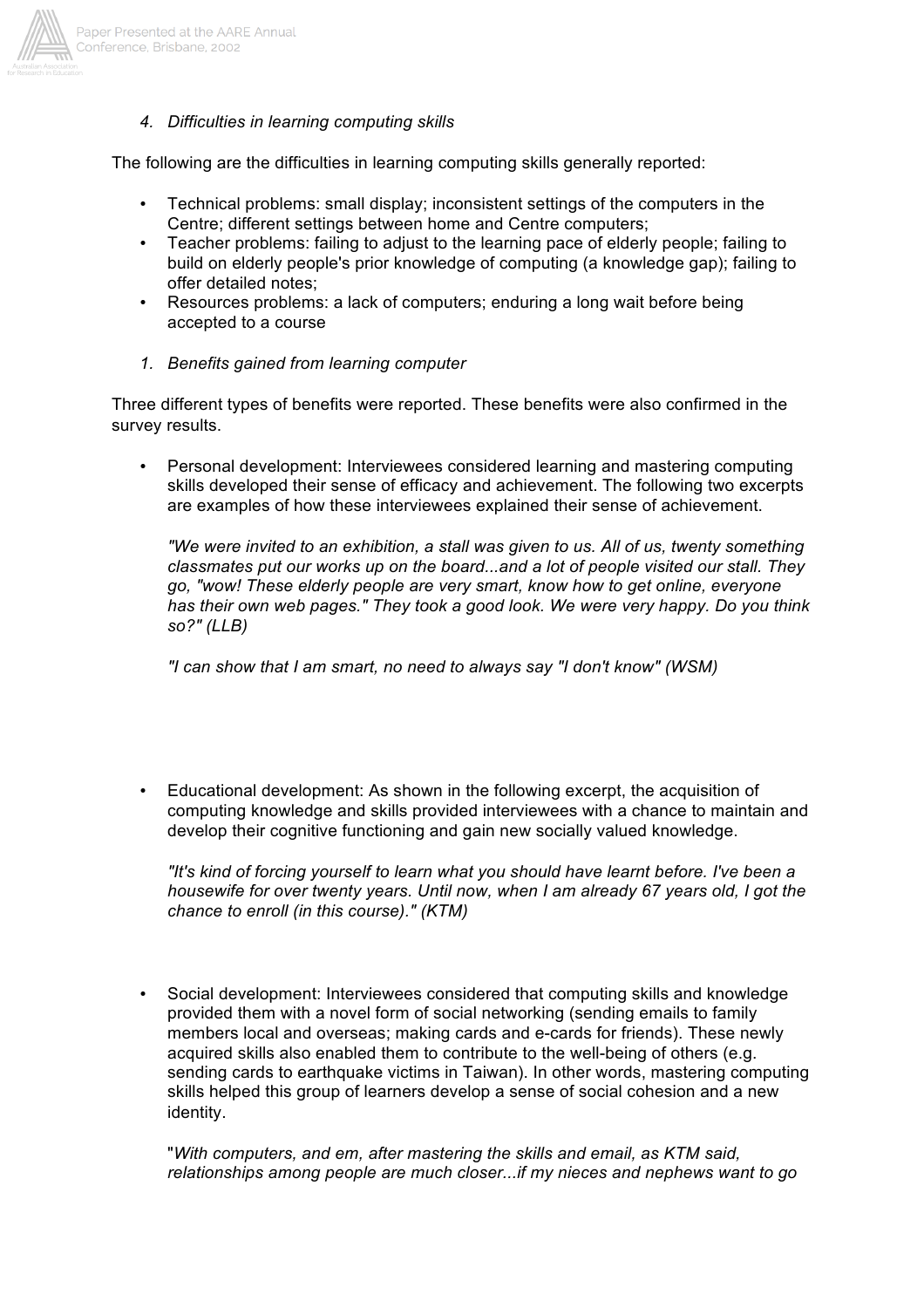4. *Difficulties in learning computing skills*

The following are the difficulties in learning computing skills generally reported:

- Technical problems: small display; inconsistent settings of the computers in the Centre; different settings between home and Centre computers;
- Teacher problems: failing to adjust to the learning pace of elderly people; failing to build on elderly people's prior knowledge of computing (a knowledge gap); failing to offer detailed notes;
- Resources problems: a lack of computers; enduring a long wait before being accepted to a course

1. *Benefits gained from learning computer*

Three different types of benefits were reported. These benefits were also confirmed in the survey results.

- Personal development: Interviewees considered learning and mastering computing skills developed their sense of efficacy and achievement. The following two excerpts are examples of how these interviewees explained their sense of achievement.

  *"We were invited to an exhibition, a stall was given to us. All of us, twenty something classmates put our works up on the board...and a lot of people visited our stall. They go, "wow! These elderly people are very smart, know how to get online, everyone has their own web pages." They took a good look. We were very happy. Do you think so?" (LLB)*

  *"I can show that I am smart, no need to always say "I don't know" (WSM)*

- Educational development: As shown in the following excerpt, the acquisition of computing knowledge and skills provided interviewees with a chance to maintain and develop their cognitive functioning and gain new socially valued knowledge.

  *"It's kind of forcing yourself to learn what you should have learnt before. I've been a housewife for over twenty years. Until now, when I am already 67 years old, I got the chance to enroll (in this course)." (KTM)*

- Social development: Interviewees considered that computing skills and knowledge provided them with a novel form of social networking (sending emails to family members local and overseas; making cards and e-cards for friends). These newly acquired skills also enabled them to contribute to the well-being of others (e.g. sending cards to earthquake victims in Taiwan). In other words, mastering computing skills helped this group of learners develop a sense of social cohesion and a new identity.

  "*With computers, and em, after mastering the skills and email, as KTM said, relationships among people are much closer...if my nieces and nephews want to go*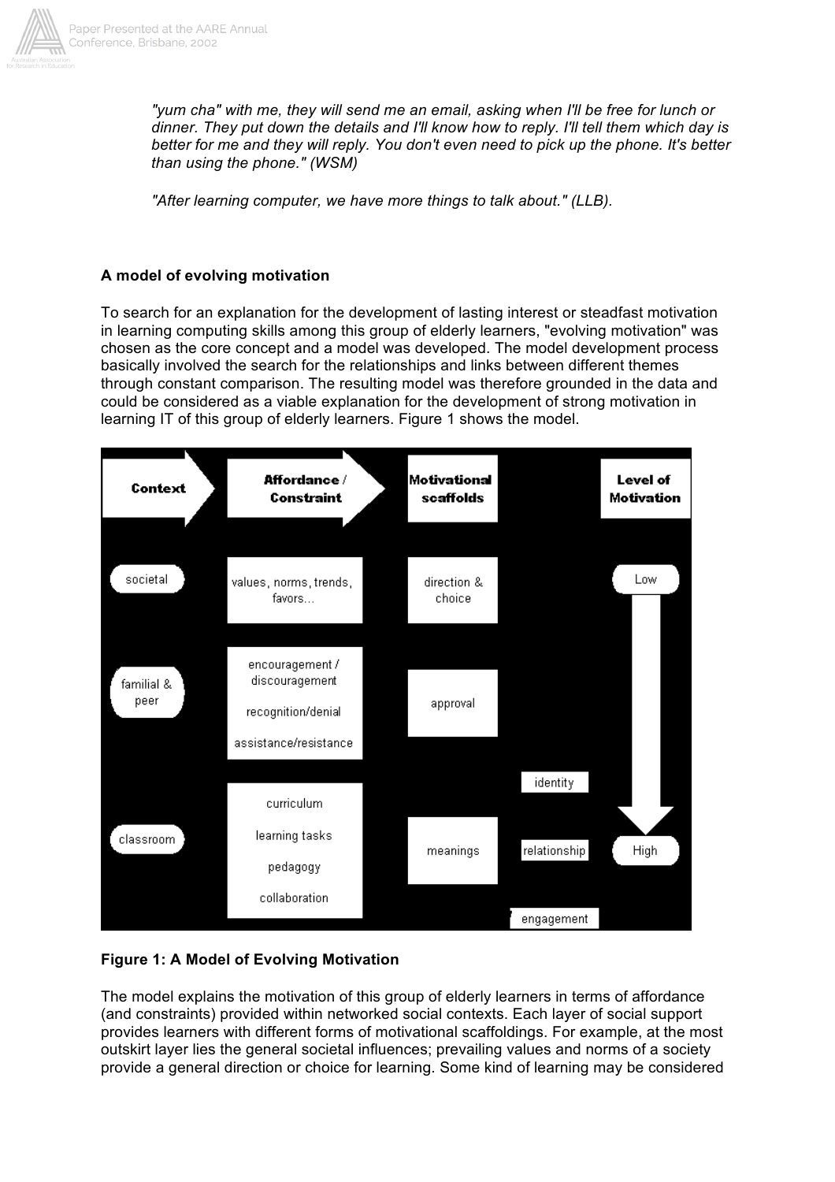*"yum cha" with me, they will send me an email, asking when I'll be free for lunch or dinner. They put down the details and I'll know how to reply. I'll tell them which day is better for me and they will reply. You don't even need to pick up the phone. It's better than using the phone." (WSM)*

*"After learning computer, we have more things to talk about." (LLB).*

### A model of evolving motivation

To search for an explanation for the development of lasting interest or steadfast motivation in learning computing skills among this group of elderly learners, "evolving motivation" was chosen as the core concept and a model was developed. The model development process basically involved the search for the relationships and links between different themes through constant comparison. The resulting model was therefore grounded in the data and could be considered as a viable explanation for the development of strong motivation in learning IT of this group of elderly learners. Figure 1 shows the model.

| Context | Affordance / Constraint | Motivational scaffolds | | Level of Motivation |
|---|---|---|---|---|
| societal | values, norms, trends, favors... | direction & choice | | Low |
| familial & peer | encouragement / discouragement<br>recognition/denial<br>assistance/resistance | approval | | |
| | | | identity | |
| classroom | curriculum<br>learning tasks<br>pedagogy<br>collaboration | meanings | relationship | High |
| | | | engagement | |

**Figure 1: A Model of Evolving Motivation**

The model explains the motivation of this group of elderly learners in terms of affordance (and constraints) provided within networked social contexts. Each layer of social support provides learners with different forms of motivational scaffoldings. For example, at the most outskirt layer lies the general societal influences; prevailing values and norms of a society provide a general direction or choice for learning. Some kind of learning may be considered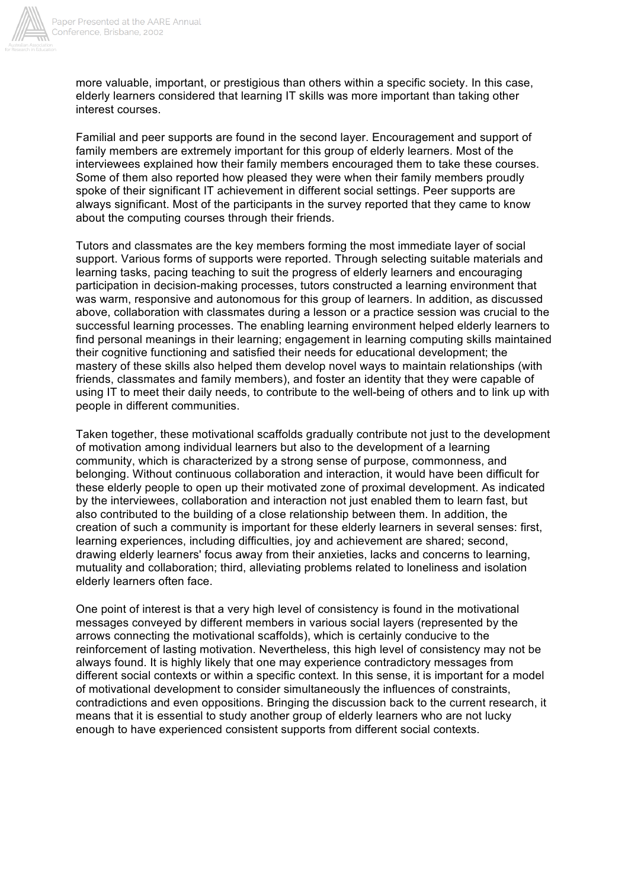more valuable, important, or prestigious than others within a specific society. In this case, elderly learners considered that learning IT skills was more important than taking other interest courses.

Familial and peer supports are found in the second layer. Encouragement and support of family members are extremely important for this group of elderly learners. Most of the interviewees explained how their family members encouraged them to take these courses. Some of them also reported how pleased they were when their family members proudly spoke of their significant IT achievement in different social settings. Peer supports are always significant. Most of the participants in the survey reported that they came to know about the computing courses through their friends.

Tutors and classmates are the key members forming the most immediate layer of social support. Various forms of supports were reported. Through selecting suitable materials and learning tasks, pacing teaching to suit the progress of elderly learners and encouraging participation in decision-making processes, tutors constructed a learning environment that was warm, responsive and autonomous for this group of learners. In addition, as discussed above, collaboration with classmates during a lesson or a practice session was crucial to the successful learning processes. The enabling learning environment helped elderly learners to find personal meanings in their learning; engagement in learning computing skills maintained their cognitive functioning and satisfied their needs for educational development; the mastery of these skills also helped them develop novel ways to maintain relationships (with friends, classmates and family members), and foster an identity that they were capable of using IT to meet their daily needs, to contribute to the well-being of others and to link up with people in different communities.

Taken together, these motivational scaffolds gradually contribute not just to the development of motivation among individual learners but also to the development of a learning community, which is characterized by a strong sense of purpose, commonness, and belonging. Without continuous collaboration and interaction, it would have been difficult for these elderly people to open up their motivated zone of proximal development. As indicated by the interviewees, collaboration and interaction not just enabled them to learn fast, but also contributed to the building of a close relationship between them. In addition, the creation of such a community is important for these elderly learners in several senses: first, learning experiences, including difficulties, joy and achievement are shared; second, drawing elderly learners' focus away from their anxieties, lacks and concerns to learning, mutuality and collaboration; third, alleviating problems related to loneliness and isolation elderly learners often face.

One point of interest is that a very high level of consistency is found in the motivational messages conveyed by different members in various social layers (represented by the arrows connecting the motivational scaffolds), which is certainly conducive to the reinforcement of lasting motivation. Nevertheless, this high level of consistency may not be always found. It is highly likely that one may experience contradictory messages from different social contexts or within a specific context. In this sense, it is important for a model of motivational development to consider simultaneously the influences of constraints, contradictions and even oppositions. Bringing the discussion back to the current research, it means that it is essential to study another group of elderly learners who are not lucky enough to have experienced consistent supports from different social contexts.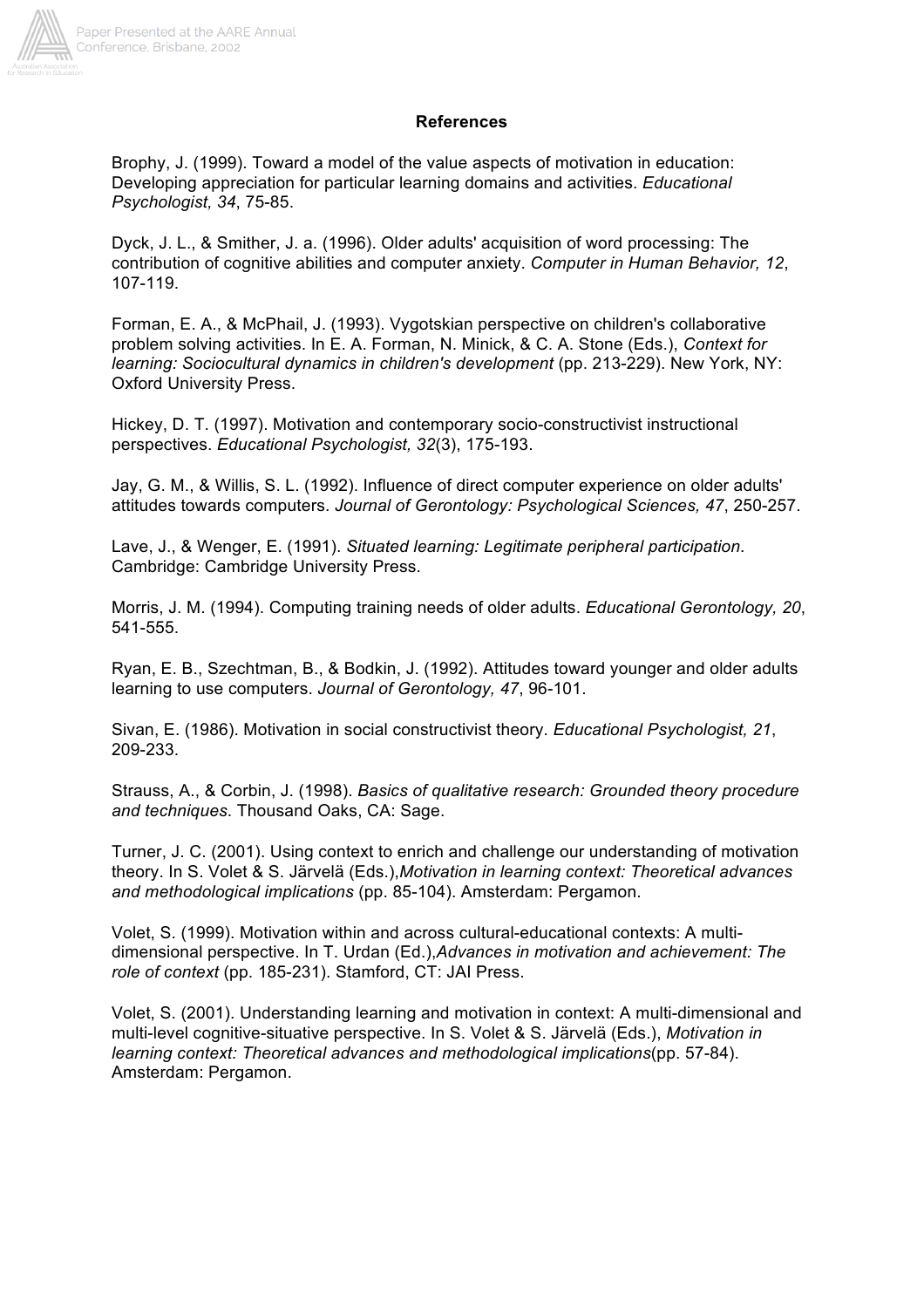**References**

Brophy, J. (1999). Toward a model of the value aspects of motivation in education: Developing appreciation for particular learning domains and activities. *Educational Psychologist, 34*, 75-85.

Dyck, J. L., & Smither, J. a. (1996). Older adults' acquisition of word processing: The contribution of cognitive abilities and computer anxiety. *Computer in Human Behavior, 12*, 107-119.

Forman, E. A., & McPhail, J. (1993). Vygotskian perspective on children's collaborative problem solving activities. In E. A. Forman, N. Minick, & C. A. Stone (Eds.), *Context for learning: Sociocultural dynamics in children's development* (pp. 213-229). New York, NY: Oxford University Press.

Hickey, D. T. (1997). Motivation and contemporary socio-constructivist instructional perspectives. *Educational Psychologist, 32*(3), 175-193.

Jay, G. M., & Willis, S. L. (1992). Influence of direct computer experience on older adults' attitudes towards computers. *Journal of Gerontology: Psychological Sciences, 47*, 250-257.

Lave, J., & Wenger, E. (1991). *Situated learning: Legitimate peripheral participation*. Cambridge: Cambridge University Press.

Morris, J. M. (1994). Computing training needs of older adults. *Educational Gerontology, 20*, 541-555.

Ryan, E. B., Szechtman, B., & Bodkin, J. (1992). Attitudes toward younger and older adults learning to use computers. *Journal of Gerontology, 47*, 96-101.

Sivan, E. (1986). Motivation in social constructivist theory. *Educational Psychologist, 21*, 209-233.

Strauss, A., & Corbin, J. (1998). *Basics of qualitative research: Grounded theory procedure and techniques*. Thousand Oaks, CA: Sage.

Turner, J. C. (2001). Using context to enrich and challenge our understanding of motivation theory. In S. Volet & S. Järvelä (Eds.),*Motivation in learning context: Theoretical advances and methodological implications* (pp. 85-104). Amsterdam: Pergamon.

Volet, S. (1999). Motivation within and across cultural-educational contexts: A multi-dimensional perspective. In T. Urdan (Ed.),*Advances in motivation and achievement: The role of context* (pp. 185-231). Stamford, CT: JAI Press.

Volet, S. (2001). Understanding learning and motivation in context: A multi-dimensional and multi-level cognitive-situative perspective. In S. Volet & S. Järvelä (Eds.), *Motivation in learning context: Theoretical advances and methodological implications*(pp. 57-84). Amsterdam: Pergamon.